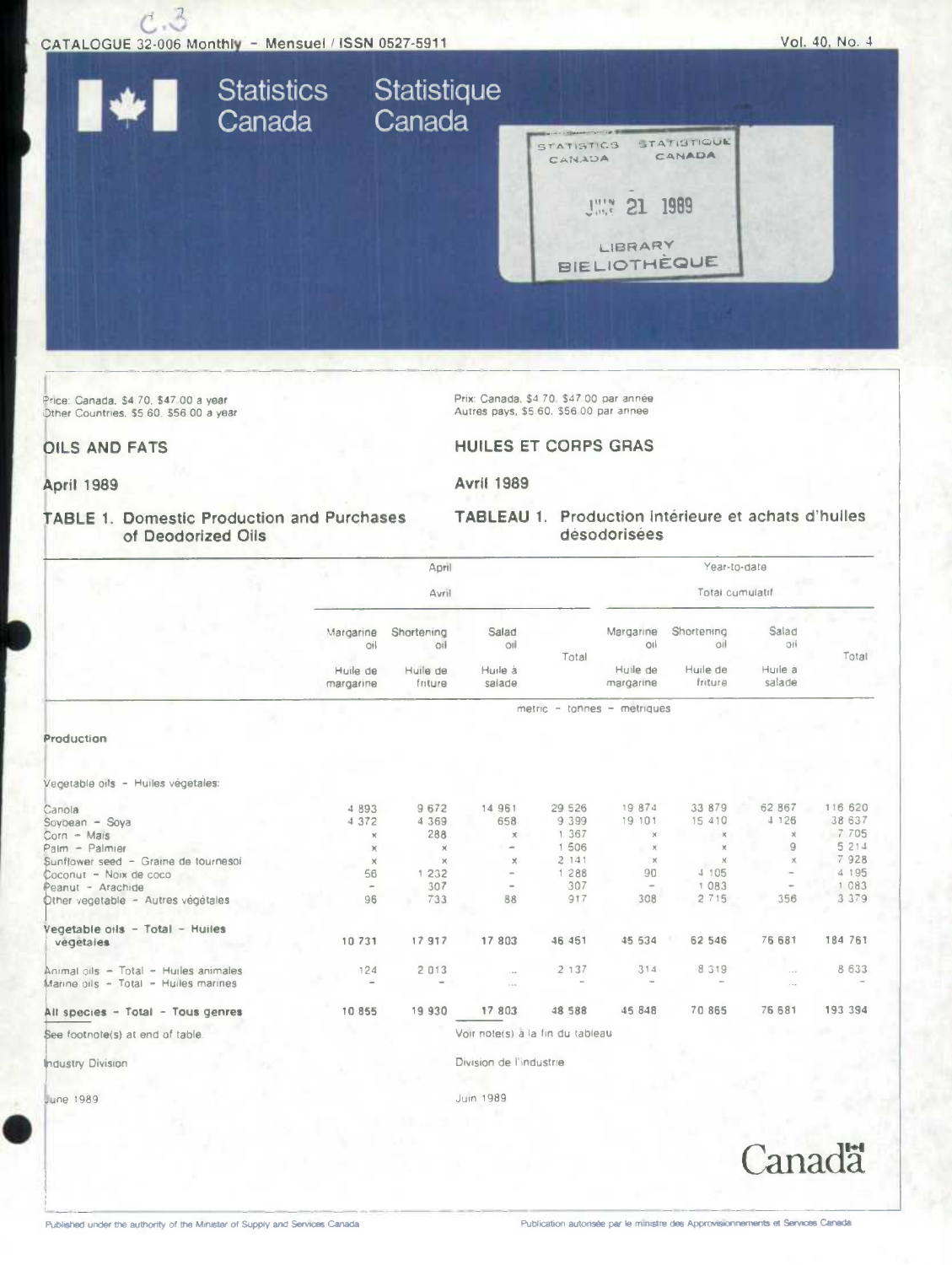CATALOGUE 32-006 Monthly - Mensuel / ISSN 0527-5911

Vol. 40, No. 4

Statistics Canada | Statistique Canada

STATISTICS CANADA STATISTIQUE CANADA
JUN 21 1989
LIBRARY BIBLIOTHÈQUE

Price: Canada, $4.70, $47.00 a year
Other Countries, $5.60, $56.00 a year

Prix: Canada, $4.70, $47.00 par année
Autres pays, $5.60, $56.00 par année

# OILS AND FATS

# HUILES ET CORPS GRAS

## April 1989

## Avril 1989

### TABLE 1. Domestic Production and Purchases of Deodorized Oils

### TABLEAU 1. Production intérieure et achats d'huiles désodorisées

| | April / Avril | | | | Year-to-date / Total cumulatif | | | |
|---|---|---|---|---|---|---|---|---|
| | Margarine oil / Huile de margarine | Shortening oil / Huile de friture | Salad oil / Huile à salade | Total | Margarine oil / Huile de margarine | Shortening oil / Huile de friture | Salad oil / Huile à salade | Total |
| | metric - tonnes - métriques | | | | | | | |
| **Production** | | | | | | | | |
| Vegetable oils - Huiles végétales: | | | | | | | | |
| Canola | 4 893 | 9 672 | 14 961 | 29 526 | 19 874 | 33 879 | 62 867 | 116 620 |
| Soybean - Soya | 4 372 | 4 369 | 658 | 9 399 | 19 101 | 15 410 | 4 126 | 38 637 |
| Corn - Maïs | x | 288 | x | 1 367 | x | x | x | 7 705 |
| Palm - Palmier | x | x | - | 1 506 | x | x | 9 | 5 214 |
| Sunflower seed - Graine de tournesol | x | x | x | 2 141 | x | x | x | 7 928 |
| Coconut - Noix de coco | 56 | 1 232 | - | 1 288 | 90 | 4 105 | - | 4 195 |
| Peanut - Arachide | - | 307 | - | 307 | - | 1 083 | - | 1 083 |
| Other vegetable - Autres végétales | 96 | 733 | 88 | 917 | 308 | 2 715 | 356 | 3 379 |
| **Vegetable oils - Total - Huiles végétales** | 10 731 | 17 917 | 17 803 | 46 451 | 45 534 | 62 546 | 76 681 | 184 761 |
| Animal oils - Total - Huiles animales | 124 | 2 013 | ... | 2 137 | 314 | 8 319 | ... | 8 633 |
| Marine oils - Total - Huiles marines | - | - | ... | - | - | - | ... | - |
| **All species - Total - Tous genres** | 10 855 | 19 930 | 17 803 | 48 588 | 45 848 | 70 865 | 76 681 | 193 394 |

See footnote(s) at end of table.

Voir note(s) à la fin du tableau.

Industry Division

Division de l'industrie

June 1989

Juin 1989

Canada

Published under the authority of the Minister of Supply and Services Canada

Publication autorisée par le ministre des Approvisionnements et Services Canada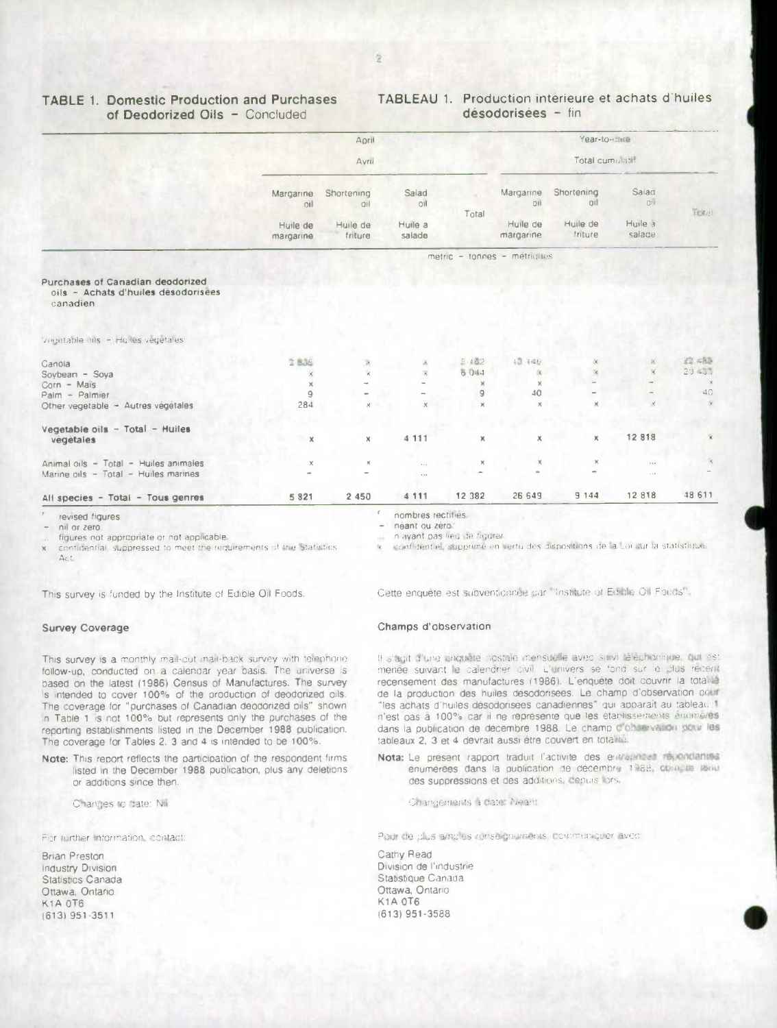## TABLE 1. Domestic Production and Purchases of Deodorized Oils – Concluded

## TABLEAU 1. Production intérieure et achats d'huiles désodorisées – fin

| | April / Avril | | | | Year-to-date / Total cumulatif | | | |
|---|---|---|---|---|---|---|---|---|
| | Margarine oil / Huile de margarine | Shortening oil / Huile de friture | Salad oil / Huile à salade | Total | Margarine oil / Huile de margarine | Shortening oil / Huile de friture | Salad oil / Huile à salade | Total |
| | metric – tonnes – métriques | | | | | | | |
| **Purchases of Canadian deodorized oils – Achats d'huiles désodorisées canadien** | | | | | | | | |
| Vegetable oils – Huiles végétales | | | | | | | | |
| Canola | 2 836 | x | x | 5 482 | 13 146 | x | x | 22 485 |
| Soybean – Soya | x | x | x | 6 044 | x | x | x | 20 433 |
| Corn – Maïs | x | – | – | x | x | – | – | x |
| Palm – Palmier | 9 | – | – | 9 | 40 | – | – | 40 |
| Other vegetable – Autres végétales | 284 | x | x | x | x | x | x | x |
| **Vegetable oils – Total – Huiles végétales** | x | x | 4 111 | x | x | x | 12 818 | x |
| Animal oils – Total – Huiles animales | x | x | ... | x | x | x | ... | x |
| Marine oils – Total – Huiles marines | – | – | ... | – | – | – | ... | – |
| **All species – Total – Tous genres** | 5 821 | 2 450 | 4 111 | 12 382 | 26 649 | 9 144 | 12 818 | 48 611 |

r revised figures
– nil or zero
... figures not appropriate or not applicable.
x confidential, suppressed to meet the requirements of the Statistics Act.

r nombres rectifiés.
– néant ou zéro.
... n'ayant pas lieu de figurer.
x confidentiel, supprimé en vertu des dispositions de la Loi sur la statistique.

This survey is funded by the Institute of Edible Oil Foods.

Cette enquête est subventionnée par "Institute of Edible Oil Foods".

### Survey Coverage

This survey is a monthly mail-out mail-back survey with telephone follow-up, conducted on a calendar year basis. The universe is based on the latest (1986) Census of Manufactures. The survey is intended to cover 100% of the production of deodorized oils. The coverage for "purchases of Canadian deodorized oils" shown in Table 1 is not 100% but represents only the purchases of the reporting establishments listed in the December 1988 publication. The coverage for Tables 2, 3 and 4 is intended to be 100%.

**Note:** This report reflects the participation of the respondent firms listed in the December 1988 publication, plus any deletions or additions since then.

Changes to date: Nil

For further information, contact:

Brian Preston
Industry Division
Statistics Canada
Ottawa, Ontario
K1A 0T6
(613) 951-3511

### Champs d'observation

Il s'agit d'une enquête postale mensuelle avec suivi téléphonique, qui est menée suivant le calendrier civil. L'univers se fond sur le plus récent recensement des manufactures (1986). L'enquête doit couvrir la totalité de la production des huiles désodorisées. Le champ d'observation pour "les achats d'huiles désodorisées canadiennes" qui apparaît au tableau 1 n'est pas à 100% car il ne représente que les établissements énumérés dans la publication de décembre 1988. Le champ d'observation pour les tableaux 2, 3 et 4 devrait aussi être couvert en totalité.

**Nota:** Le présent rapport traduit l'activité des entreprises répondantes énumérées dans la publication de décembre 1988, compte tenu des suppressions et des additions, depuis lors.

Changements à date: Néant

Pour de plus amples renseignements, communiquer avec:

Cathy Read
Division de l'industrie
Statistique Canada
Ottawa, Ontario
K1A 0T6
(613) 951-3588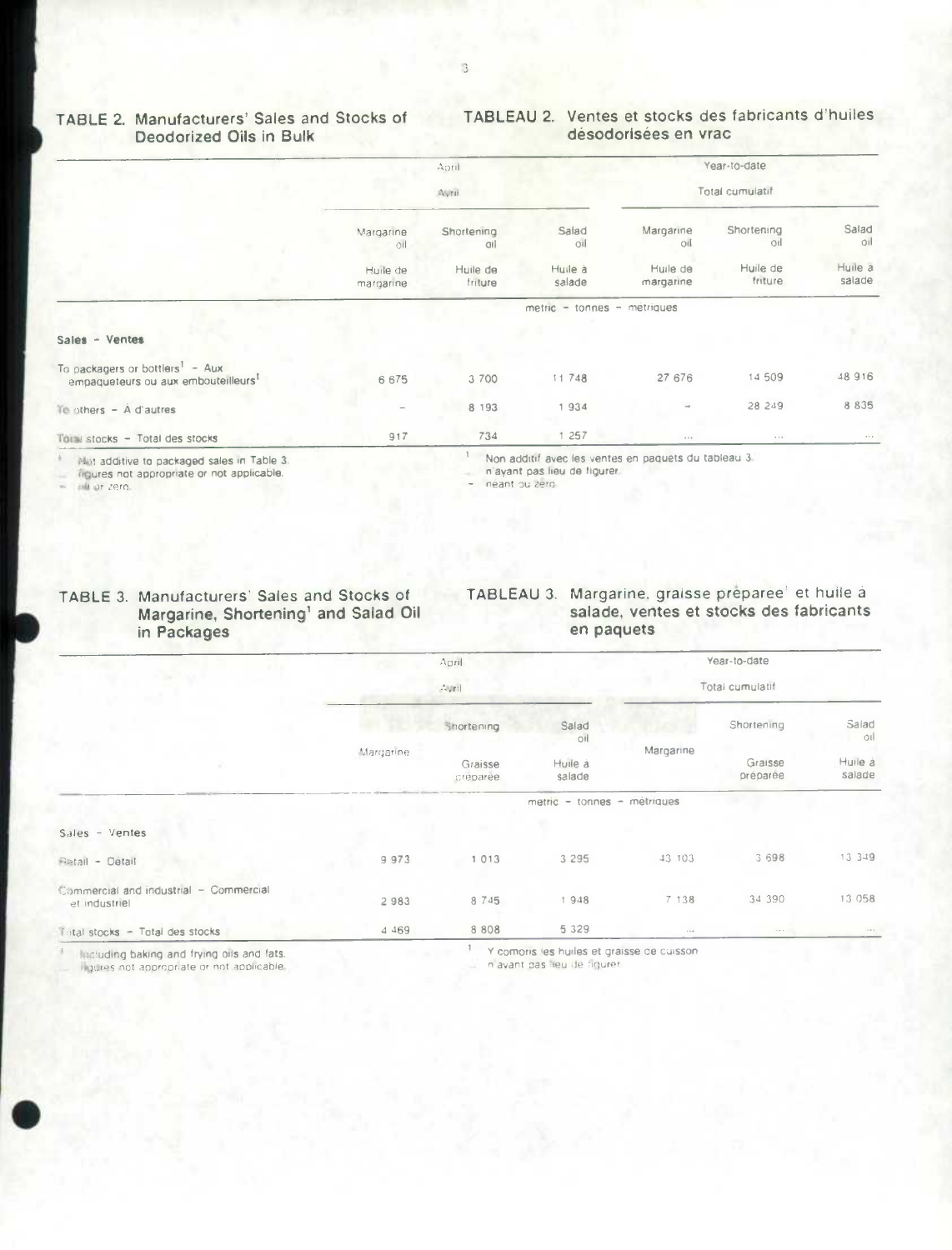## TABLE 2. Manufacturers' Sales and Stocks of Deodorized Oils in Bulk

## TABLEAU 2. Ventes et stocks des fabricants d'huiles désodorisées en vrac

| | April / Avril | | | Year-to-date / Total cumulatif | | |
|---|---|---|---|---|---|---|
| | Margarine oil / Huile de margarine | Shortening oil / Huile de friture | Salad oil / Huile à salade | Margarine oil / Huile de margarine | Shortening oil / Huile de friture | Salad oil / Huile à salade |
| | metric - tonnes - métriques | | | | | |
| **Sales - Ventes** | | | | | | |
| To packagers or bottlers[1] - Aux empaqueteurs ou aux embouteilleurs[1] | 6 675 | 3 700 | 11 748 | 27 676 | 14 509 | 48 916 |
| To others - À d'autres | – | 8 193 | 1 934 | – | 28 249 | 8 835 |
| Total stocks - Total des stocks | 917 | 734 | 1 257 | ... | ... | ... |

[1] Not additive to packaged sales in Table 3.
... figures not appropriate or not applicable.
– nil or zero.

[1] Non additif avec les ventes en paquets du tableau 3.
... n'ayant pas lieu de figurer.
– néant ou zéro.

## TABLE 3. Manufacturers' Sales and Stocks of Margarine, Shortening[1] and Salad Oil in Packages

## TABLEAU 3. Margarine, graisse préparée[1] et huile à salade, ventes et stocks des fabricants en paquets

| | April / Avril | | | Year-to-date / Total cumulatif | | |
|---|---|---|---|---|---|---|
| | Margarine | Shortening / Graisse préparée | Salad oil / Huile à salade | Margarine | Shortening / Graisse préparée | Salad oil / Huile à salade |
| | metric - tonnes - métriques | | | | | |
| Sales - Ventes | | | | | | |
| Retail - Détail | 9 973 | 1 013 | 3 295 | 43 103 | 3 698 | 13 349 |
| Commercial and industrial - Commercial et industriel | 2 983 | 8 745 | 1 948 | 7 138 | 34 390 | 13 058 |
| Total stocks - Total des stocks | 4 469 | 8 808 | 5 329 | ... | ... | ... |

[1] Including baking and frying oils and fats.
... figures not appropriate or not applicable.

[1] Y compris les huiles et graisse de cuisson.
... n'ayant pas lieu de figurer.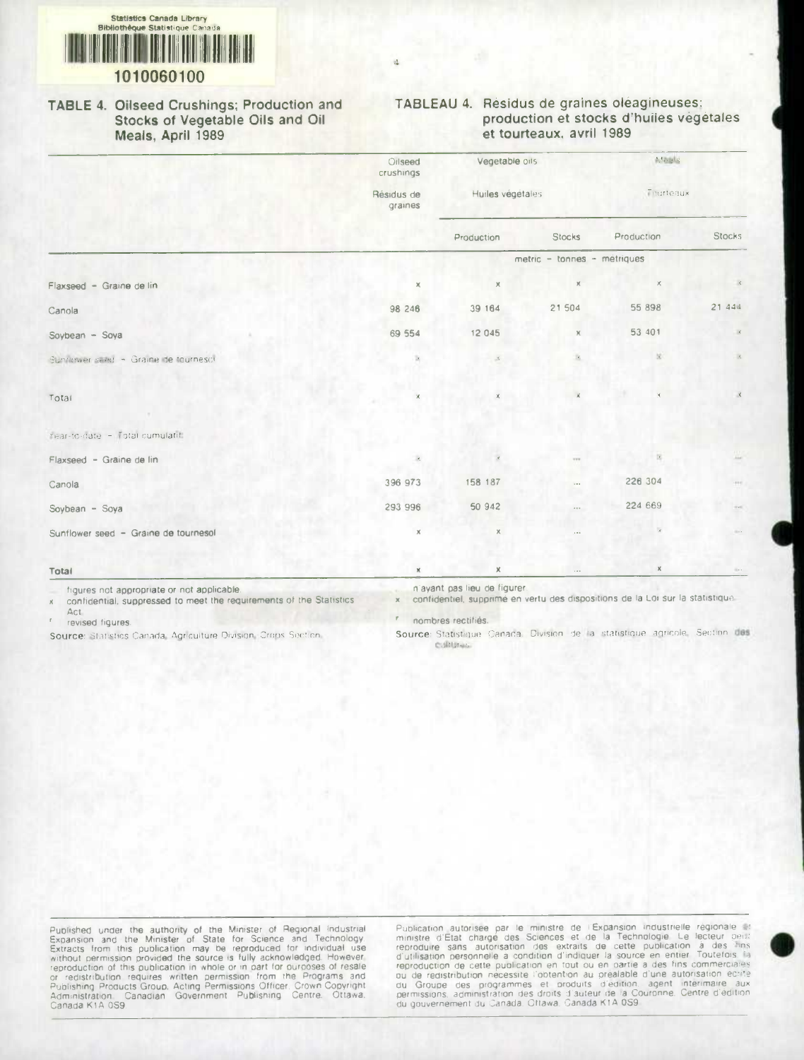Statistics Canada Library
Bibliothèque Statistique Canada

1010060100

## TABLE 4. Oilseed Crushings; Production and Stocks of Vegetable Oils and Oil Meals, April 1989

## TABLEAU 4. Résidus de graines oléagineuses; production et stocks d'huiles végétales et tourteaux, avril 1989

| | Oilseed crushings<br>Résidus de graines | Vegetable oils<br>Huiles végétales | | Meals<br>Tourteaux | |
|---|---|---|---|---|---|
| | | Production | Stocks | Production | Stocks |
| | metric - tonnes - métriques | | | | |
| Flaxseed - Graine de lin | x | x | x | x | x |
| Canola | 98 246 | 39 164 | 21 504 | 55 898 | 21 444 |
| Soybean - Soya | 69 554 | 12 045 | x | 53 401 | x |
| Sunflower seed - Graine de tournesol | x | x | x | x | x |
| Total | x | x | x | x | x |
| Year-to-date - Total cumulatif | | | | | |
| Flaxseed - Graine de lin | x | x | ... | x | ... |
| Canola | 396 973 | 158 187 | ... | 226 304 | ... |
| Soybean - Soya | 293 996 | 50 942 | ... | 224 669 | ... |
| Sunflower seed - Graine de tournesol | x | x | ... | x | ... |
| **Total** | x | x | ... | x | ... |

... figures not appropriate or not applicable.
x confidential, suppressed to meet the requirements of the Statistics Act.
r revised figures.

Source: Statistics Canada, Agriculture Division, Crops Section.

... n'ayant pas lieu de figurer.
x confidentiel, supprimé en vertu des dispositions de la Loi sur la statistique.
r nombres rectifiés.

Source: Statistique Canada, Division de la statistique agricole, Section des cultures.

Published under the authority of the Minister of Regional Industrial Expansion and the Minister of State for Science and Technology. Extracts from this publication may be reproduced for individual use without permission provided the source is fully acknowledged. However, reproduction of this publication in whole or in part for purposes of resale or redistribution requires written permission from the Programs and Publishing Products Group, Acting Permissions Officer, Crown Copyright Administration, Canadian Government Publishing Centre, Ottawa, Canada K1A 0S9.

Publication autorisée par le ministre de l'Expansion industrielle régionale et ministre d'État chargé des Sciences et de la Technologie. Le lecteur peut reproduire sans autorisation des extraits de cette publication à des fins d'utilisation personnelle à condition d'indiquer la source en entier. Toutefois, la reproduction de cette publication en tout ou en partie à des fins commerciales ou de redistribution nécessite l'obtention au préalable d'une autorisation écrite du Groupe des programmes et produits d'édition, agent intérimaire aux permissions, administration des droits d'auteur de la Couronne, Centre d'édition du gouvernement du Canada, Ottawa, Canada K1A 0S9.